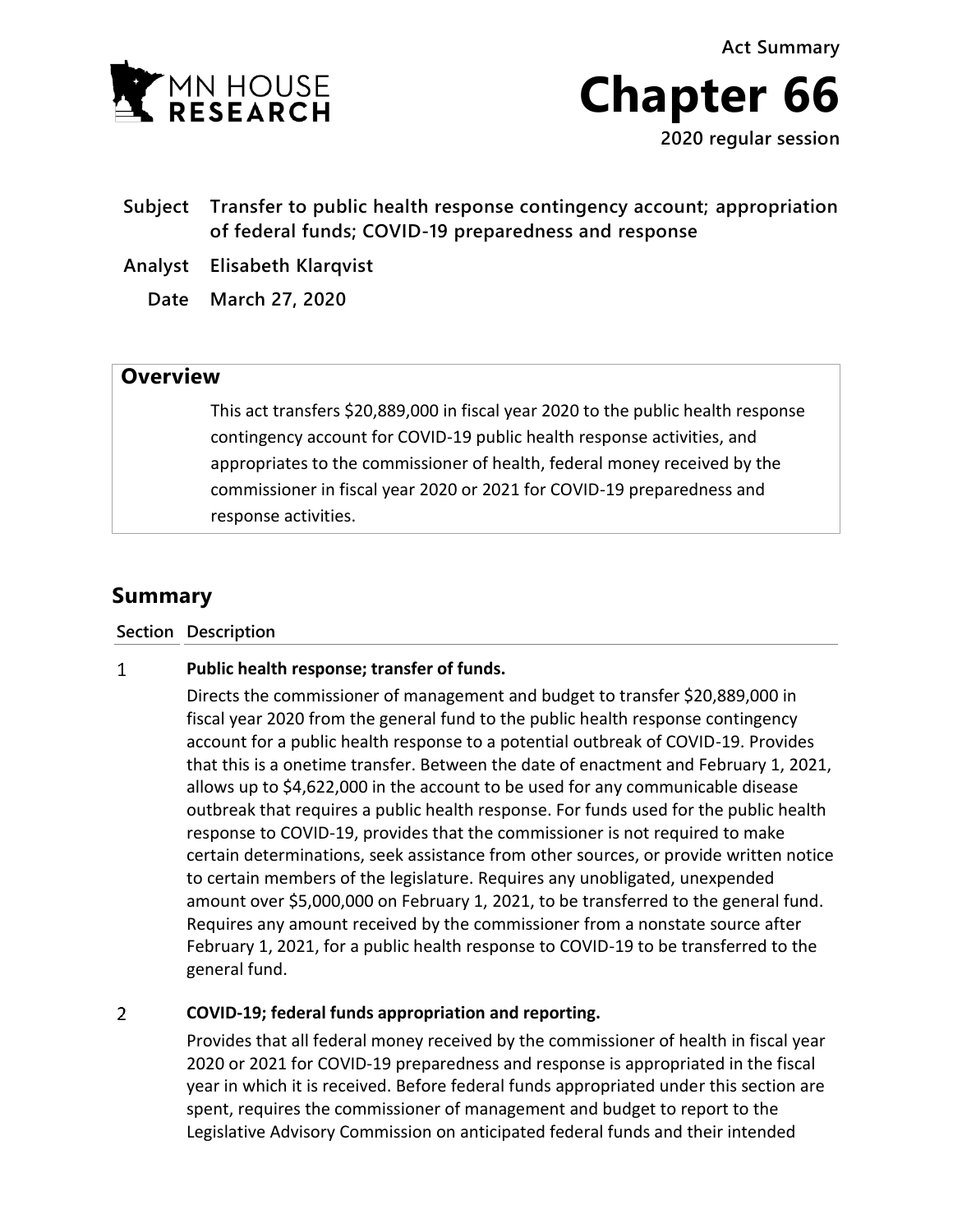Act Summary

# Chapter 66

2020 regular session

**Subject** Transfer to public health response contingency account; appropriation of federal funds; COVID-19 preparedness and response

**Analyst** Elisabeth Klarqvist

**Date** March 27, 2020

## Overview

This act transfers $20,889,000 in fiscal year 2020 to the public health response contingency account for COVID-19 public health response activities, and appropriates to the commissioner of health, federal money received by the commissioner in fiscal year 2020 or 2021 for COVID-19 preparedness and response activities.

## Summary

| Section | Description |
|---|---|
| 1 | **Public health response; transfer of funds.** Directs the commissioner of management and budget to transfer $20,889,000 in fiscal year 2020 from the general fund to the public health response contingency account for a public health response to a potential outbreak of COVID-19. Provides that this is a onetime transfer. Between the date of enactment and February 1, 2021, allows up to $4,622,000 in the account to be used for any communicable disease outbreak that requires a public health response. For funds used for the public health response to COVID-19, provides that the commissioner is not required to make certain determinations, seek assistance from other sources, or provide written notice to certain members of the legislature. Requires any unobligated, unexpended amount over $5,000,000 on February 1, 2021, to be transferred to the general fund. Requires any amount received by the commissioner from a nonstate source after February 1, 2021, for a public health response to COVID-19 to be transferred to the general fund. |
| 2 | **COVID-19; federal funds appropriation and reporting.** Provides that all federal money received by the commissioner of health in fiscal year 2020 or 2021 for COVID-19 preparedness and response is appropriated in the fiscal year in which it is received. Before federal funds appropriated under this section are spent, requires the commissioner of management and budget to report to the Legislative Advisory Commission on anticipated federal funds and their intended |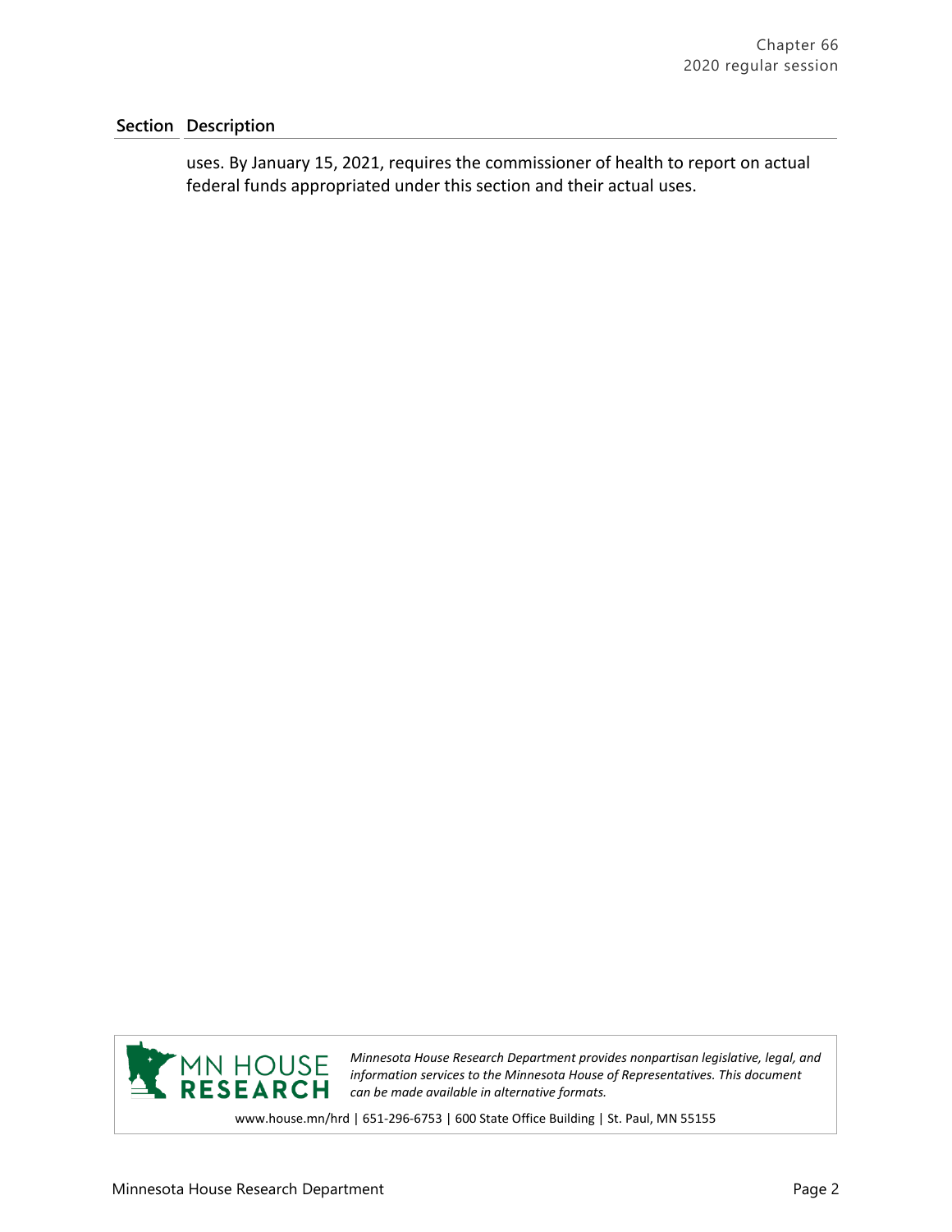| Section | Description |
|---|---|
| | uses. By January 15, 2021, requires the commissioner of health to report on actual federal funds appropriated under this section and their actual uses. |

MN HOUSE RESEARCH

*Minnesota House Research Department provides nonpartisan legislative, legal, and information services to the Minnesota House of Representatives. This document can be made available in alternative formats.*

www.house.mn/hrd | 651-296-6753 | 600 State Office Building | St. Paul, MN 55155